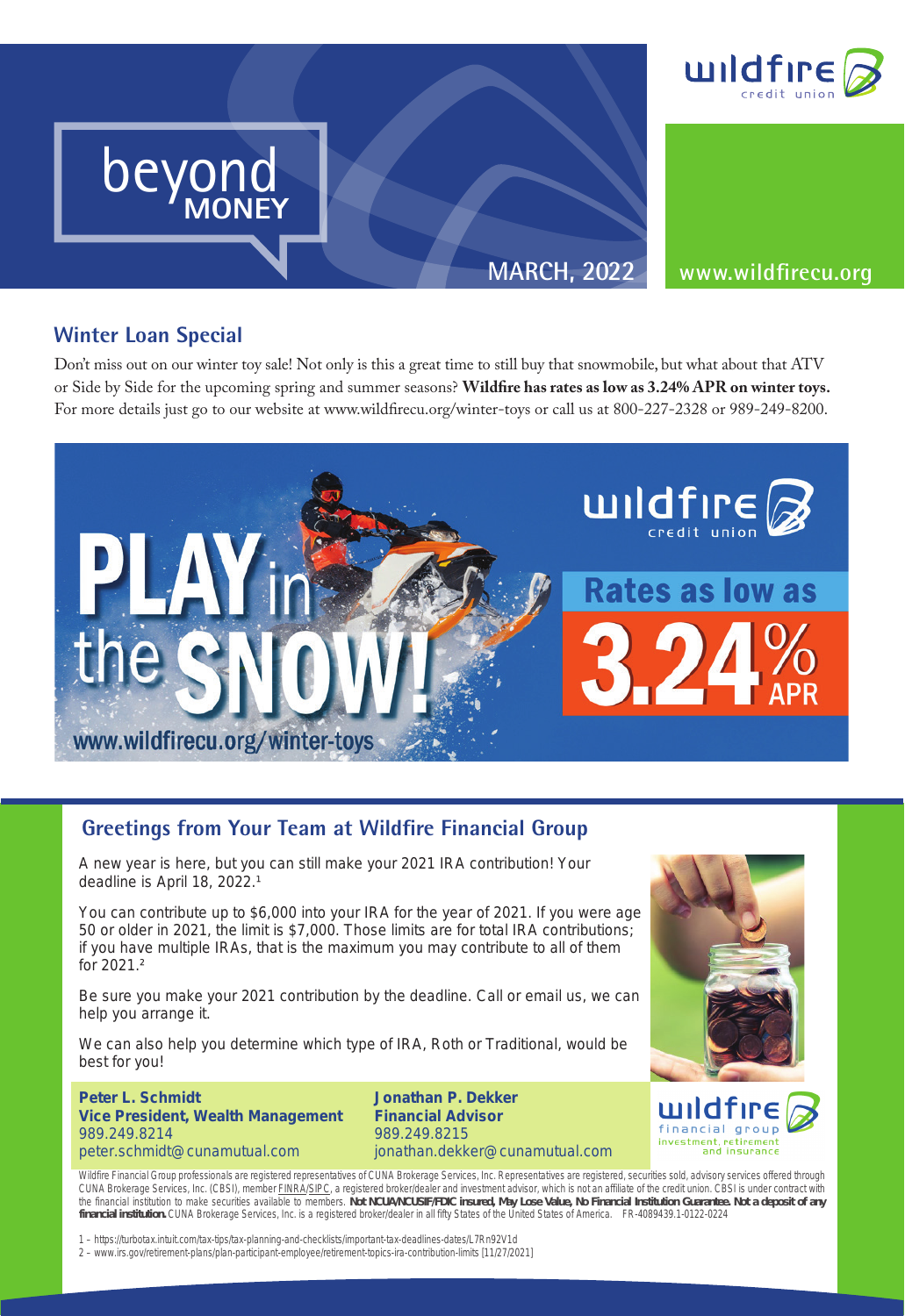# beyond MONEY

MARCH, 2022

www.wildfirecu.org

## Winter Loan Special

Don't miss out on our winter toy sale! Not only is this a great time to still buy that snowmobile, but what about that ATV or Side by Side for the upcoming spring and summer seasons? **Wildfire has rates as low as 3.24% APR on winter toys.** For more details just go to our website at www.wildfirecu.org/winter-toys or call us at 800-227-2328 or 989-249-8200.

PLAY in the SNOW!

Rates as low as 3.24% APR

www.wildfirecu.org/winter-toys

## Greetings from Your Team at Wildfire Financial Group

A new year is here, but you can still make your 2021 IRA contribution! Your deadline is April 18, 2022.[1]

You can contribute up to $6,000 into your IRA for the year of 2021. If you were age 50 or older in 2021, the limit is $7,000. Those limits are for total IRA contributions; if you have multiple IRAs, that is the maximum you may contribute to all of them for 2021.[2]

Be sure you make your 2021 contribution by the deadline. Call or email us, we can help you arrange it.

We can also help you determine which type of IRA, Roth or Traditional, would be best for you!

**Peter L. Schmidt**
**Vice President, Wealth Management**
989.249.8214
peter.schmidt@cunamutual.com

**Jonathan P. Dekker**
**Financial Advisor**
989.249.8215
jonathan.dekker@cunamutual.com

wildfire financial group — investment, retirement and insurance

Wildfire Financial Group professionals are registered representatives of CUNA Brokerage Services, Inc. Representatives are registered, securities sold, advisory services offered through CUNA Brokerage Services, Inc. (CBSI), member FINRA/SIPC, a registered broker/dealer and investment advisor, which is not an affiliate of the credit union. CBSI is under contract with the financial institution to make securities available to members. **Not NCUA/NCUSIF/FDIC insured, May Lose Value, No Financial Institution Guarantee. Not a deposit of any financial institution.** CUNA Brokerage Services, Inc. is a registered broker/dealer in all fifty States of the United States of America. FR-4089439.1-0122-0224

1 – https://turbotax.intuit.com/tax-tips/tax-planning-and-checklists/important-tax-deadlines-dates/L7Rn92V1d

2 – www.irs.gov/retirement-plans/plan-participant-employee/retirement-topics-ira-contribution-limits [11/27/2021]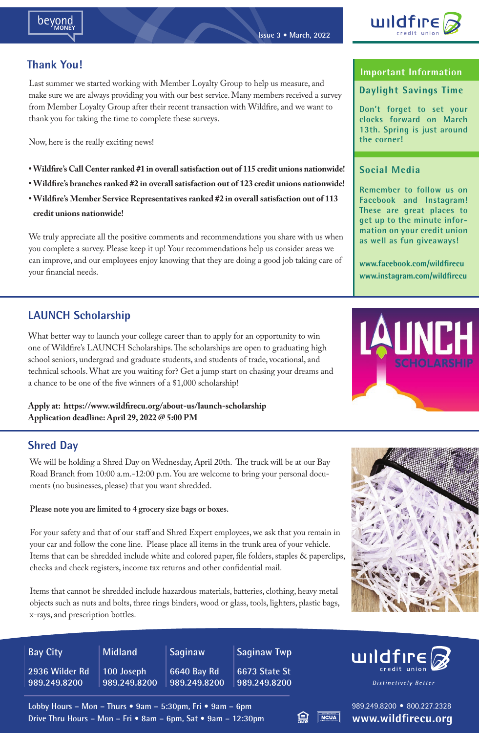beyond MONEY

Issue 3 • March, 2022

## Thank You!

Last summer we started working with Member Loyalty Group to help us measure, and make sure we are always providing you with our best service. Many members received a survey from Member Loyalty Group after their recent transaction with Wildfire, and we want to thank you for taking the time to complete these surveys.

Now, here is the really exciting news!

- **Wildfire's Call Center ranked #1 in overall satisfaction out of 115 credit unions nationwide!**
- **Wildfire's branches ranked #2 in overall satisfaction out of 123 credit unions nationwide!**
- **Wildfire's Member Service Representatives ranked #2 in overall satisfaction out of 113 credit unions nationwide!**

We truly appreciate all the positive comments and recommendations you share with us when you complete a survey. Please keep it up! Your recommendations help us consider areas we can improve, and our employees enjoy knowing that they are doing a good job taking care of your financial needs.

## Important Information

### Daylight Savings Time

Don't forget to set your clocks forward on March 13th. Spring is just around the corner!

### Social Media

Remember to follow us on Facebook and Instagram! These are great places to get up to the minute information on your credit union as well as fun giveaways!

**www.facebook.com/wildfirecu**
**www.instagram.com/wildfirecu**

## LAUNCH Scholarship

What better way to launch your college career than to apply for an opportunity to win one of Wildfire's LAUNCH Scholarships. The scholarships are open to graduating high school seniors, undergrad and graduate students, and students of trade, vocational, and technical schools. What are you waiting for? Get a jump start on chasing your dreams and a chance to be one of the five winners of a $1,000 scholarship!

**Apply at: https://www.wildfirecu.org/about-us/launch-scholarship**
**Application deadline: April 29, 2022 @ 5:00 PM**

LAUNCH SCHOLARSHIP

## Shred Day

We will be holding a Shred Day on Wednesday, April 20th. The truck will be at our Bay Road Branch from 10:00 a.m.-12:00 p.m. You are welcome to bring your personal documents (no businesses, please) that you want shredded.

**Please note you are limited to 4 grocery size bags or boxes.**

For your safety and that of our staff and Shred Expert employees, we ask that you remain in your car and follow the cone line. Please place all items in the trunk area of your vehicle. Items that can be shredded include white and colored paper, file folders, staples & paperclips, checks and check registers, income tax returns and other confidential mail.

Items that cannot be shredded include hazardous materials, batteries, clothing, heavy metal objects such as nuts and bolts, three rings binders, wood or glass, tools, lighters, plastic bags, x-rays, and prescription bottles.

| Bay City | Midland | Saginaw | Saginaw Twp |
| --- | --- | --- | --- |
| 2936 Wilder Rd | 100 Joseph | 6640 Bay Rd | 6673 State St |
| 989.249.8200 | 989.249.8200 | 989.249.8200 | 989.249.8200 |

Lobby Hours – Mon – Thurs • 9am – 5:30pm, Fri • 9am – 6pm
Drive Thru Hours – Mon – Fri • 8am – 6pm, Sat • 9am – 12:30pm

wildfire credit union
*Distinctively Better*

989.249.8200 • 800.227.2328
**www.wildfirecu.org**